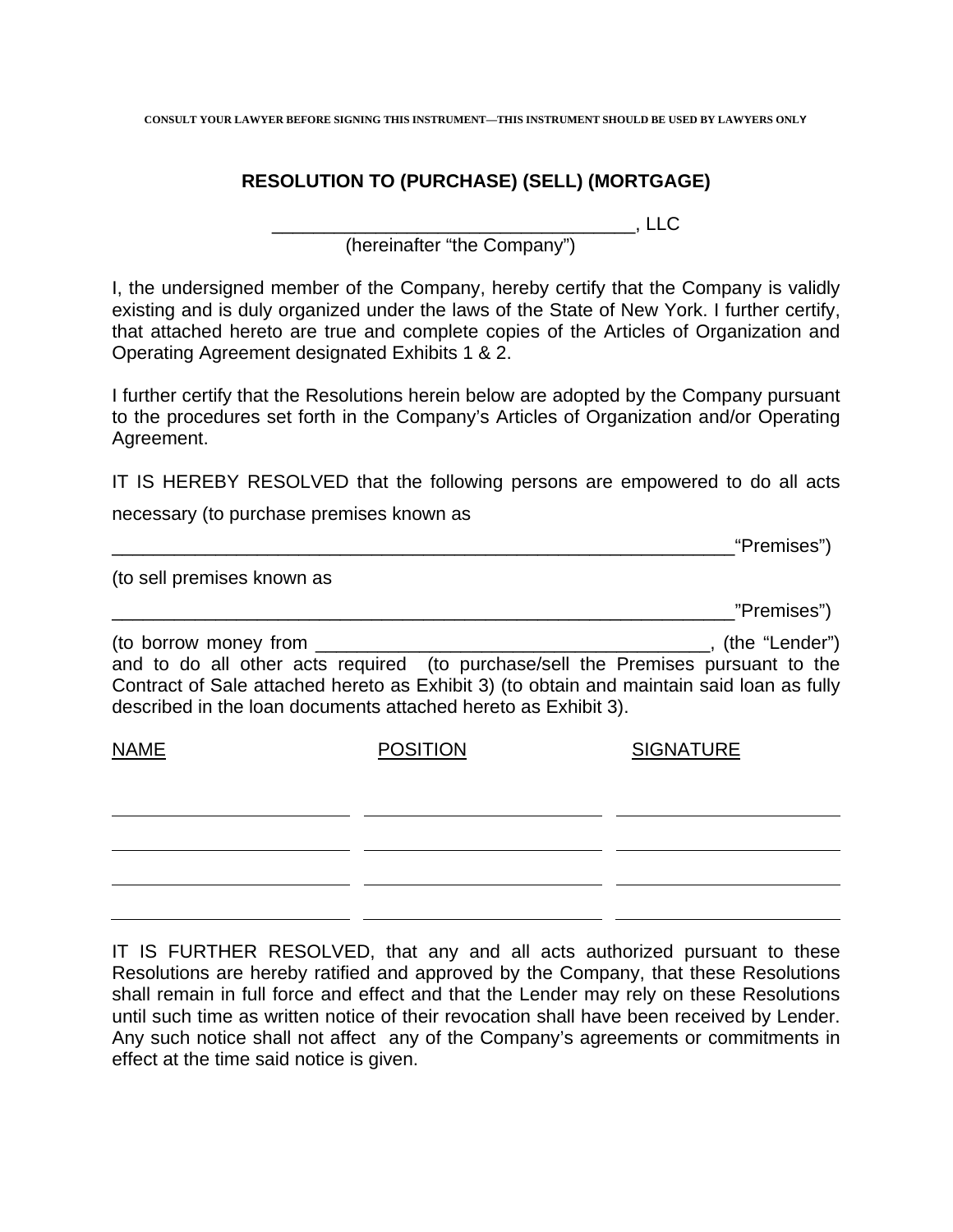CONSULT YOUR LAWYER BEFORE SIGNING THIS INSTRUMENT—THIS INSTRUMENT SHOULD BE USED BY LAWYERS ONLY

## RESOLUTION TO (PURCHASE) (SELL) (MORTGAGE)

___________________________________, LLC
(hereinafter "the Company")

I, the undersigned member of the Company, hereby certify that the Company is validly existing and is duly organized under the laws of the State of New York. I further certify, that attached hereto are true and complete copies of the Articles of Organization and Operating Agreement designated Exhibits 1 & 2.

I further certify that the Resolutions herein below are adopted by the Company pursuant to the procedures set forth in the Company's Articles of Organization and/or Operating Agreement.

IT IS HEREBY RESOLVED that the following persons are empowered to do all acts necessary (to purchase premises known as

______________________________________________________________"Premises")

(to sell premises known as

______________________________________________________________"Premises")

(to borrow money from ______________________________________, (the "Lender") and to do all other acts required (to purchase/sell the Premises pursuant to the Contract of Sale attached hereto as Exhibit 3) (to obtain and maintain said loan as fully described in the loan documents attached hereto as Exhibit 3).

| NAME | POSITION | SIGNATURE |
| --- | --- | --- |
| | | |
| | | |
| | | |
| | | |

IT IS FURTHER RESOLVED, that any and all acts authorized pursuant to these Resolutions are hereby ratified and approved by the Company, that these Resolutions shall remain in full force and effect and that the Lender may rely on these Resolutions until such time as written notice of their revocation shall have been received by Lender. Any such notice shall not affect any of the Company's agreements or commitments in effect at the time said notice is given.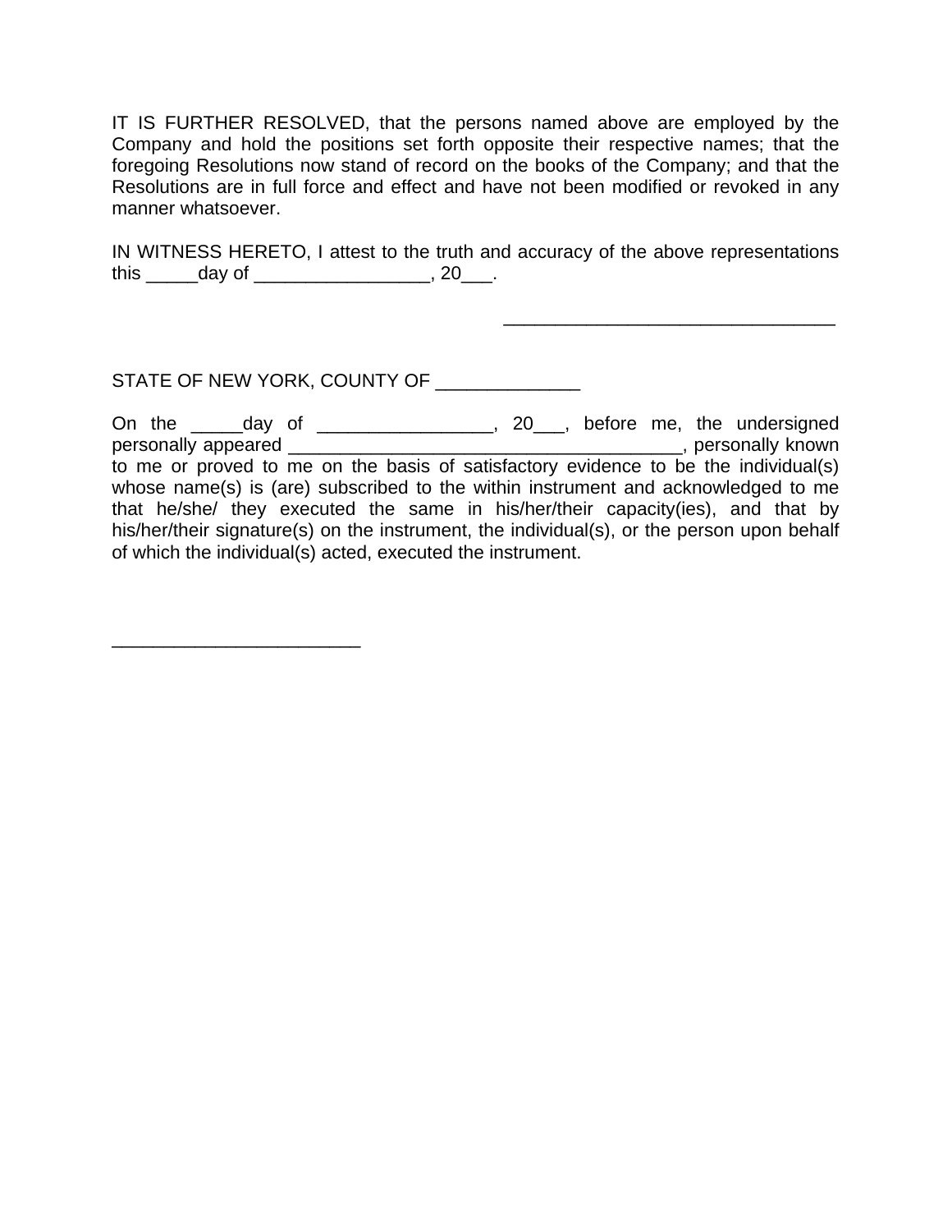IT IS FURTHER RESOLVED, that the persons named above are employed by the Company and hold the positions set forth opposite their respective names; that the foregoing Resolutions now stand of record on the books of the Company; and that the Resolutions are in full force and effect and have not been modified or revoked in any manner whatsoever.

IN WITNESS HERETO, I attest to the truth and accuracy of the above representations this _____day of _________________, 20___.

________________________________

STATE OF NEW YORK, COUNTY OF ______________

On the _____day of _________________, 20___, before me, the undersigned personally appeared ______________________________________, personally known to me or proved to me on the basis of satisfactory evidence to be the individual(s) whose name(s) is (are) subscribed to the within instrument and acknowledged to me that he/she/ they executed the same in his/her/their capacity(ies), and that by his/her/their signature(s) on the instrument, the individual(s), or the person upon behalf of which the individual(s) acted, executed the instrument.

________________________